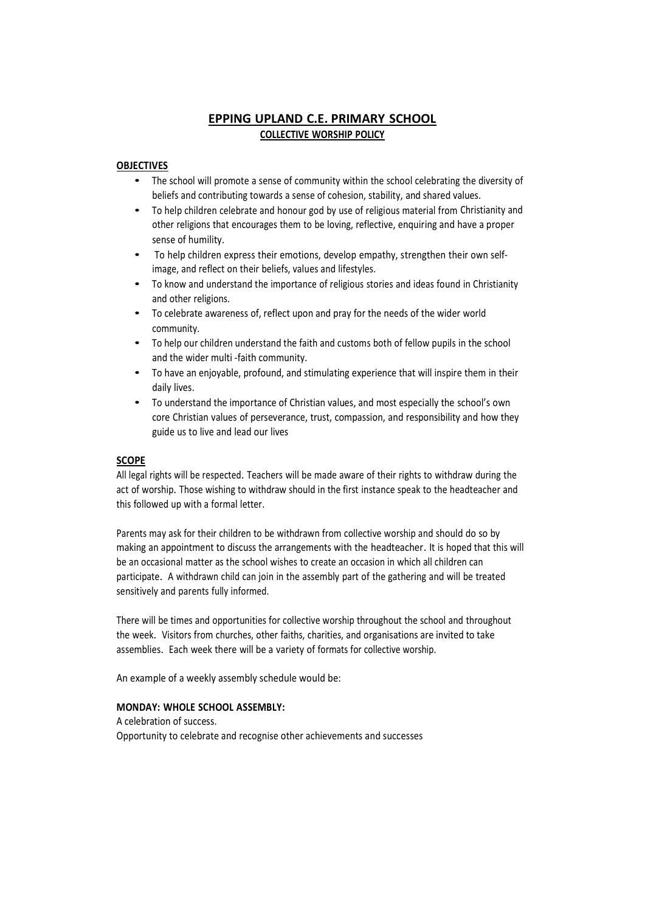# EPPING UPLAND C.E. PRIMARY SCHOOL

## COLLECTIVE WORSHIP POLICY

### OBJECTIVES

- The school will promote a sense of community within the school celebrating the diversity of beliefs and contributing towards a sense of cohesion, stability, and shared values.
- To help children celebrate and honour god by use of religious material from Christianity and other religions that encourages them to be loving, reflective, enquiring and have a proper sense of humility.
- To help children express their emotions, develop empathy, strengthen their own self-image, and reflect on their beliefs, values and lifestyles.
- To know and understand the importance of religious stories and ideas found in Christianity and other religions.
- To celebrate awareness of, reflect upon and pray for the needs of the wider world community.
- To help our children understand the faith and customs both of fellow pupils in the school and the wider multi -faith community.
- To have an enjoyable, profound, and stimulating experience that will inspire them in their daily lives.
- To understand the importance of Christian values, and most especially the school's own core Christian values of perseverance, trust, compassion, and responsibility and how they guide us to live and lead our lives

### SCOPE

All legal rights will be respected. Teachers will be made aware of their rights to withdraw during the act of worship. Those wishing to withdraw should in the first instance speak to the headteacher and this followed up with a formal letter.

Parents may ask for their children to be withdrawn from collective worship and should do so by making an appointment to discuss the arrangements with the headteacher. It is hoped that this will be an occasional matter as the school wishes to create an occasion in which all children can participate. A withdrawn child can join in the assembly part of the gathering and will be treated sensitively and parents fully informed.

There will be times and opportunities for collective worship throughout the school and throughout the week. Visitors from churches, other faiths, charities, and organisations are invited to take assemblies. Each week there will be a variety of formats for collective worship.

An example of a weekly assembly schedule would be:

**MONDAY: WHOLE SCHOOL ASSEMBLY:**

A celebration of success.

Opportunity to celebrate and recognise other achievements and successes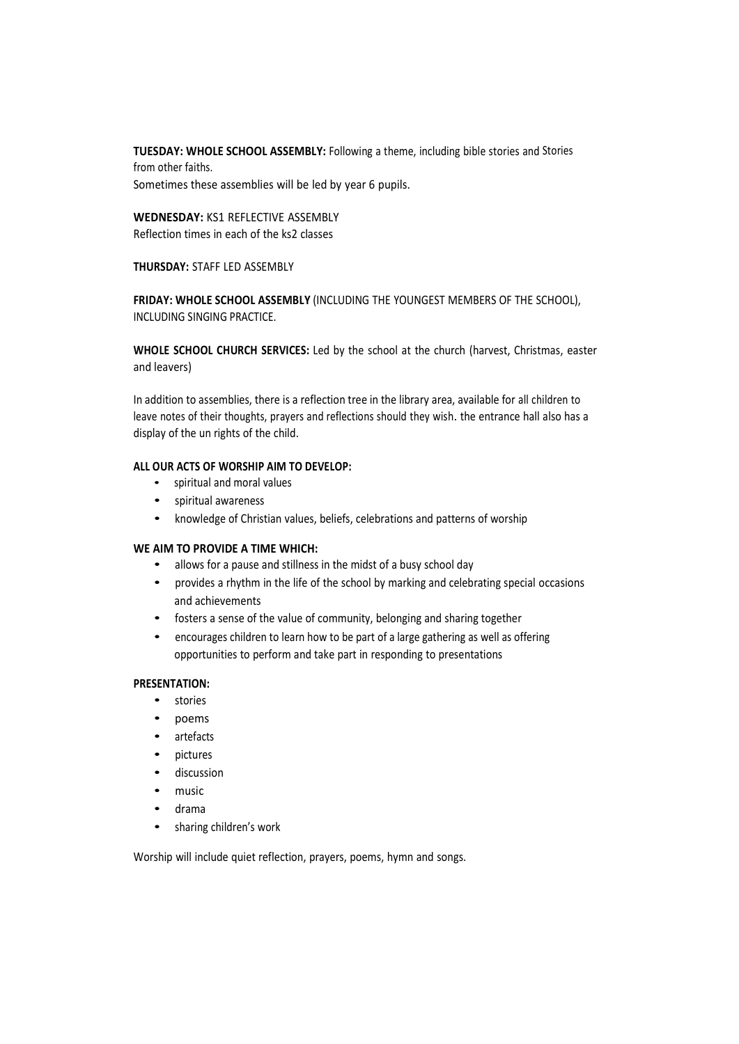**TUESDAY: WHOLE SCHOOL ASSEMBLY:** Following a theme, including bible stories and Stories from other faiths.
Sometimes these assemblies will be led by year 6 pupils.

**WEDNESDAY:** KS1 REFLECTIVE ASSEMBLY
Reflection times in each of the ks2 classes

**THURSDAY:** STAFF LED ASSEMBLY

**FRIDAY: WHOLE SCHOOL ASSEMBLY** (INCLUDING THE YOUNGEST MEMBERS OF THE SCHOOL), INCLUDING SINGING PRACTICE.

**WHOLE SCHOOL CHURCH SERVICES:** Led by the school at the church (harvest, Christmas, easter and leavers)

In addition to assemblies, there is a reflection tree in the library area, available for all children to leave notes of their thoughts, prayers and reflections should they wish. the entrance hall also has a display of the un rights of the child.

**ALL OUR ACTS OF WORSHIP AIM TO DEVELOP:**

- spiritual and moral values
- spiritual awareness
- knowledge of Christian values, beliefs, celebrations and patterns of worship

**WE AIM TO PROVIDE A TIME WHICH:**

- allows for a pause and stillness in the midst of a busy school day
- provides a rhythm in the life of the school by marking and celebrating special occasions and achievements
- fosters a sense of the value of community, belonging and sharing together
- encourages children to learn how to be part of a large gathering as well as offering opportunities to perform and take part in responding to presentations

**PRESENTATION:**

- stories
- poems
- artefacts
- pictures
- discussion
- music
- drama
- sharing children's work

Worship will include quiet reflection, prayers, poems, hymn and songs.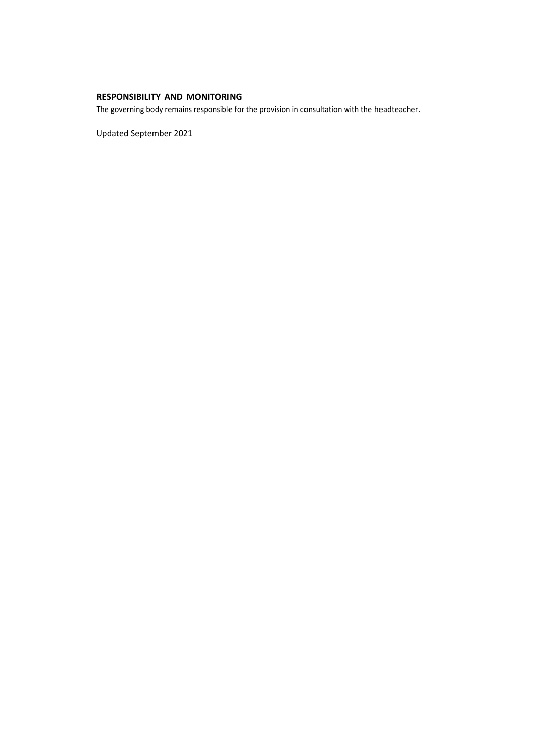**RESPONSIBILITY AND MONITORING**

The governing body remains responsible for the provision in consultation with the headteacher.

Updated September 2021